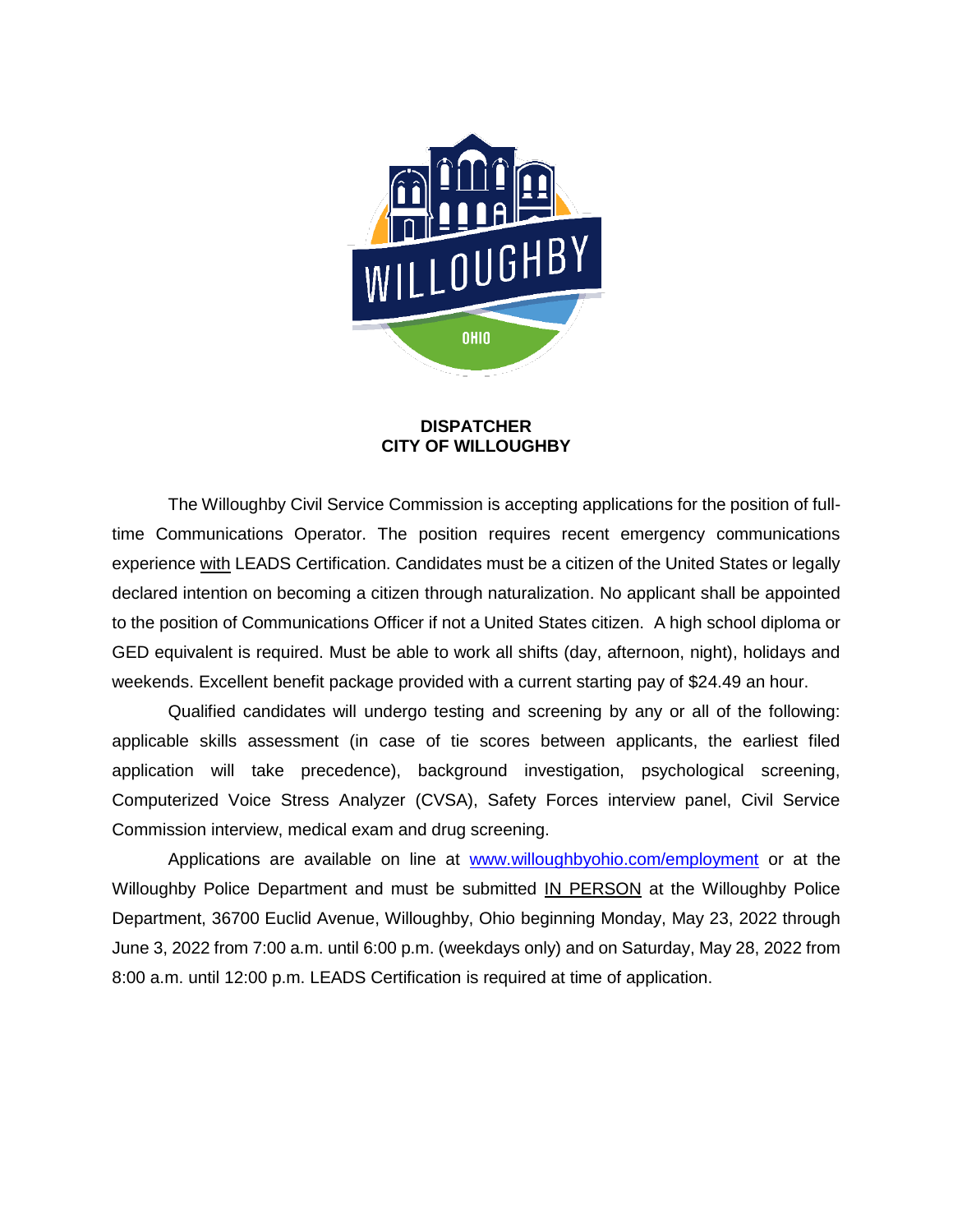# DISPATCHER
## CITY OF WILLOUGHBY

The Willoughby Civil Service Commission is accepting applications for the position of full-time Communications Operator. The position requires recent emergency communications experience with LEADS Certification. Candidates must be a citizen of the United States or legally declared intention on becoming a citizen through naturalization. No applicant shall be appointed to the position of Communications Officer if not a United States citizen. A high school diploma or GED equivalent is required. Must be able to work all shifts (day, afternoon, night), holidays and weekends. Excellent benefit package provided with a current starting pay of $24.49 an hour.

Qualified candidates will undergo testing and screening by any or all of the following: applicable skills assessment (in case of tie scores between applicants, the earliest filed application will take precedence), background investigation, psychological screening, Computerized Voice Stress Analyzer (CVSA), Safety Forces interview panel, Civil Service Commission interview, medical exam and drug screening.

Applications are available on line at www.willoughbyohio.com/employment or at the Willoughby Police Department and must be submitted IN PERSON at the Willoughby Police Department, 36700 Euclid Avenue, Willoughby, Ohio beginning Monday, May 23, 2022 through June 3, 2022 from 7:00 a.m. until 6:00 p.m. (weekdays only) and on Saturday, May 28, 2022 from 8:00 a.m. until 12:00 p.m. LEADS Certification is required at time of application.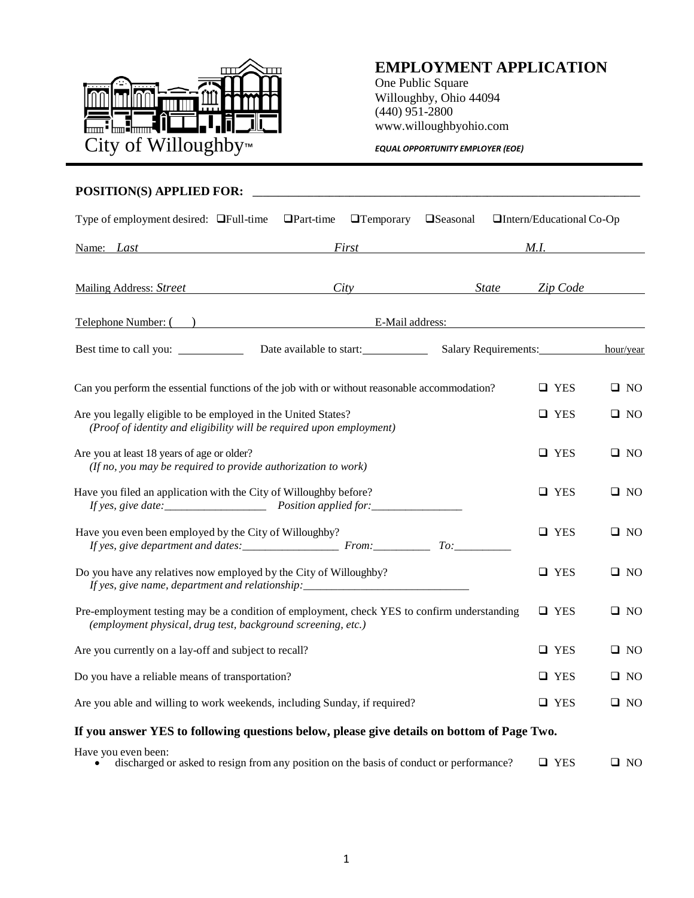City of Willoughby™

# EMPLOYMENT APPLICATION

One Public Square
Willoughby, Ohio 44094
(440) 951-2800
www.willoughbyohio.com

***EQUAL OPPORTUNITY EMPLOYER (EOE)***

**POSITION(S) APPLIED FOR:** ____________________________________________________________________

Type of employment desired: ❑Full-time ❑Part-time ❑Temporary ❑Seasonal ❑Intern/Educational Co-Op

Name: *Last* ____________ *First* ____________ *M.I.* ____________

Mailing Address: *Street* ____________ *City* ____________ *State* ____________ *Zip Code* ____________

Telephone Number: ( ) ____________ E-Mail address: ____________

Best time to call you: ____________ Date available to start: ____________ Salary Requirements: ____________ hour/year

| | | |
|---|---|---|
| Can you perform the essential functions of the job with or without reasonable accommodation? | ❑ YES | ❑ NO |
| Are you legally eligible to be employed in the United States? *(Proof of identity and eligibility will be required upon employment)* | ❑ YES | ❑ NO |
| Are you at least 18 years of age or older? *(If no, you may be required to provide authorization to work)* | ❑ YES | ❑ NO |
| Have you filed an application with the City of Willoughby before? *If yes, give date:__________________ Position applied for:________________* | ❑ YES | ❑ NO |
| Have you even been employed by the City of Willoughby? *If yes, give department and dates:_________________ From:__________ To:__________* | ❑ YES | ❑ NO |
| Do you have any relatives now employed by the City of Willoughby? *If yes, give name, department and relationship:_____________________________* | ❑ YES | ❑ NO |
| Pre-employment testing may be a condition of employment, check YES to confirm understanding *(employment physical, drug test, background screening, etc.)* | ❑ YES | ❑ NO |
| Are you currently on a lay-off and subject to recall? | ❑ YES | ❑ NO |
| Do you have a reliable means of transportation? | ❑ YES | ❑ NO |
| Are you able and willing to work weekends, including Sunday, if required? | ❑ YES | ❑ NO |

**If you answer YES to following questions below, please give details on bottom of Page Two.**

Have you even been:

- discharged or asked to resign from any position on the basis of conduct or performance? ❑ YES ❑ NO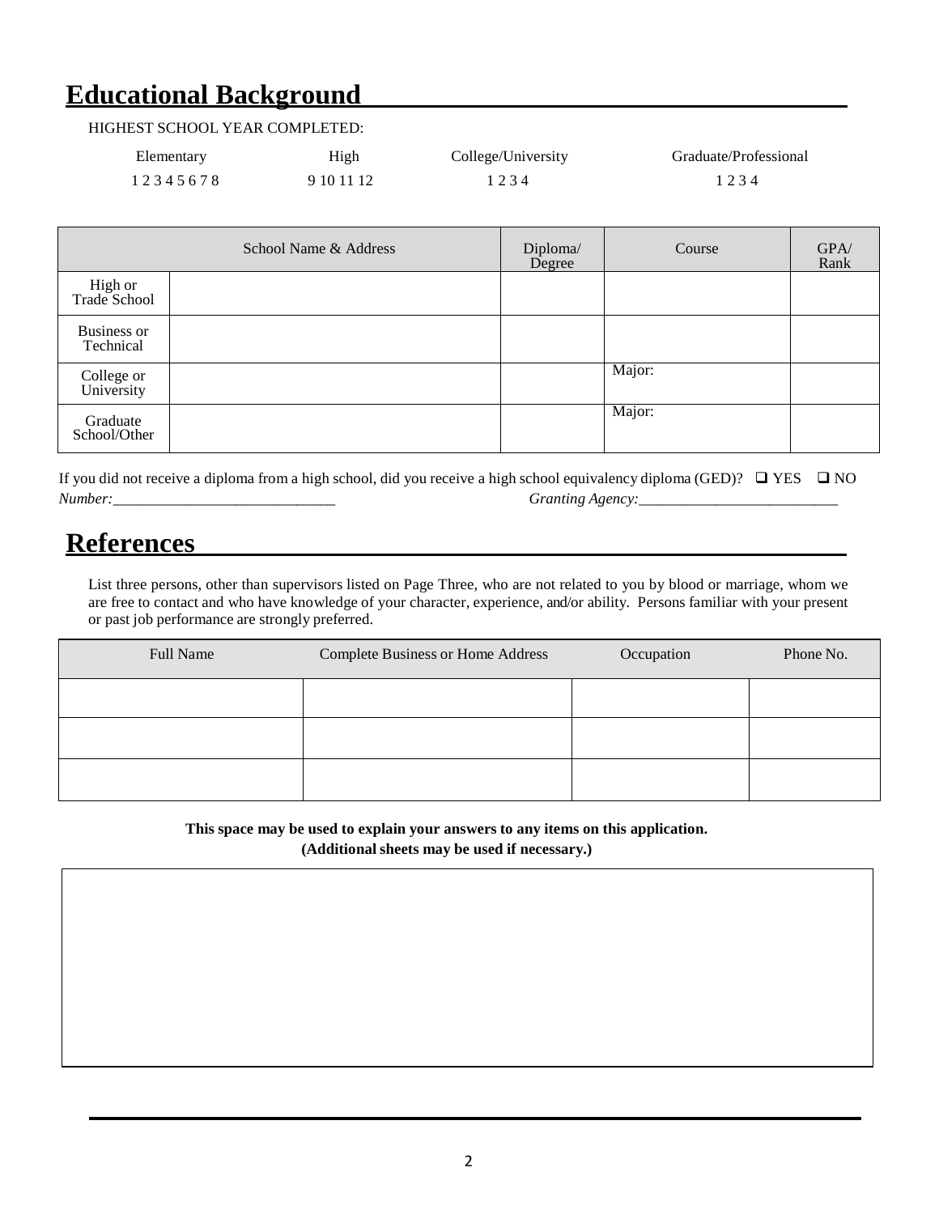# Educational Background

HIGHEST SCHOOL YEAR COMPLETED:

| Elementary | High | College/University | Graduate/Professional |
|---|---|---|---|
| 1 2 3 4 5 6 7 8 | 9 10 11 12 | 1 2 3 4 | 1 2 3 4 |

| | School Name & Address | Diploma/ Degree | Course | GPA/ Rank |
|---|---|---|---|---|
| High or Trade School | | | | |
| Business or Technical | | | | |
| College or University | | | Major: | |
| Graduate School/Other | | | Major: | |

If you did not receive a diploma from a high school, did you receive a high school equivalency diploma (GED)? ❑ YES ❑ NO

*Number:*______________________________ *Granting Agency:*___________________________

# References

List three persons, other than supervisors listed on Page Three, who are not related to you by blood or marriage, whom we are free to contact and who have knowledge of your character, experience, and/or ability. Persons familiar with your present or past job performance are strongly preferred.

| Full Name | Complete Business or Home Address | Occupation | Phone No. |
|---|---|---|---|
| | | | |
| | | | |
| | | | |

**This space may be used to explain your answers to any items on this application.**
**(Additional sheets may be used if necessary.)**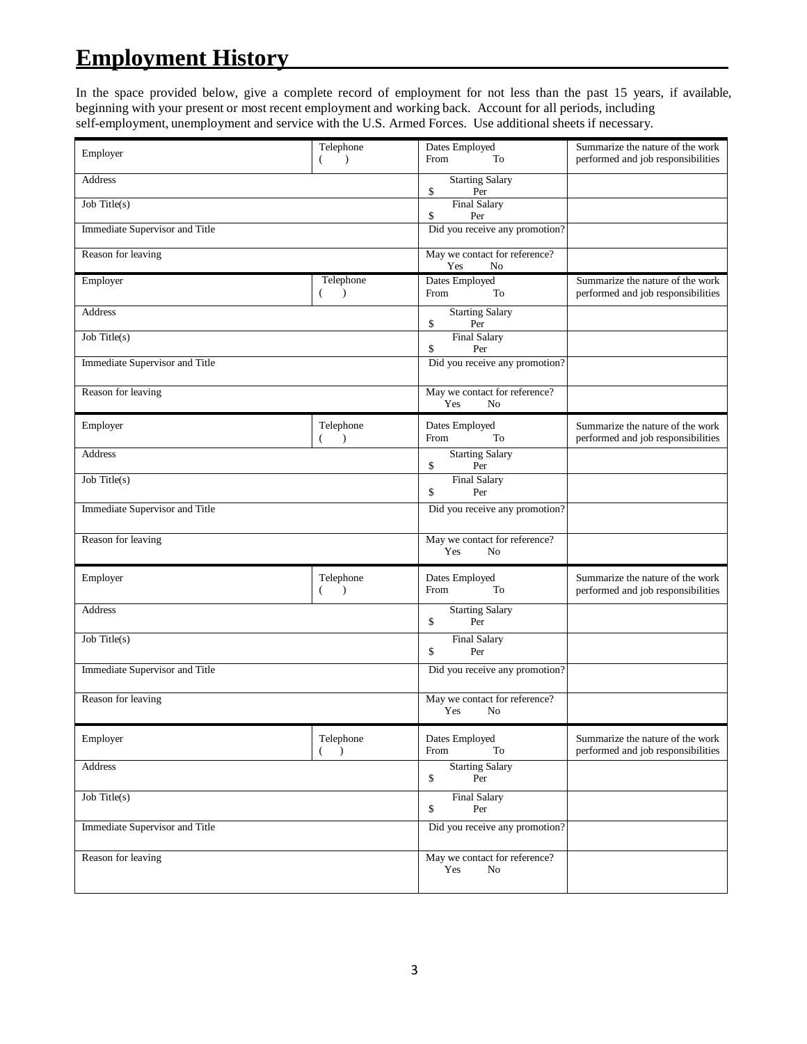# Employment History

In the space provided below, give a complete record of employment for not less than the past 15 years, if available, beginning with your present or most recent employment and working back. Account for all periods, including self-employment, unemployment and service with the U.S. Armed Forces. Use additional sheets if necessary.

| Employer | Telephone ( ) | Dates Employed From To | Summarize the nature of the work performed and job responsibilities |
|---|---|---|---|
| Address | | Starting Salary $ Per | |
| Job Title(s) | | Final Salary $ Per | |
| Immediate Supervisor and Title | | Did you receive any promotion? | |
| Reason for leaving | | May we contact for reference? Yes No | |

| Employer | Telephone ( ) | Dates Employed From To | Summarize the nature of the work performed and job responsibilities |
|---|---|---|---|
| Address | | Starting Salary $ Per | |
| Job Title(s) | | Final Salary $ Per | |
| Immediate Supervisor and Title | | Did you receive any promotion? | |
| Reason for leaving | | May we contact for reference? Yes No | |

| Employer | Telephone ( ) | Dates Employed From To | Summarize the nature of the work performed and job responsibilities |
|---|---|---|---|
| Address | | Starting Salary $ Per | |
| Job Title(s) | | Final Salary $ Per | |
| Immediate Supervisor and Title | | Did you receive any promotion? | |
| Reason for leaving | | May we contact for reference? Yes No | |

| Employer | Telephone ( ) | Dates Employed From To | Summarize the nature of the work performed and job responsibilities |
|---|---|---|---|
| Address | | Starting Salary $ Per | |
| Job Title(s) | | Final Salary $ Per | |
| Immediate Supervisor and Title | | Did you receive any promotion? | |
| Reason for leaving | | May we contact for reference? Yes No | |

| Employer | Telephone ( ) | Dates Employed From To | Summarize the nature of the work performed and job responsibilities |
|---|---|---|---|
| Address | | Starting Salary $ Per | |
| Job Title(s) | | Final Salary $ Per | |
| Immediate Supervisor and Title | | Did you receive any promotion? | |
| Reason for leaving | | May we contact for reference? Yes No | |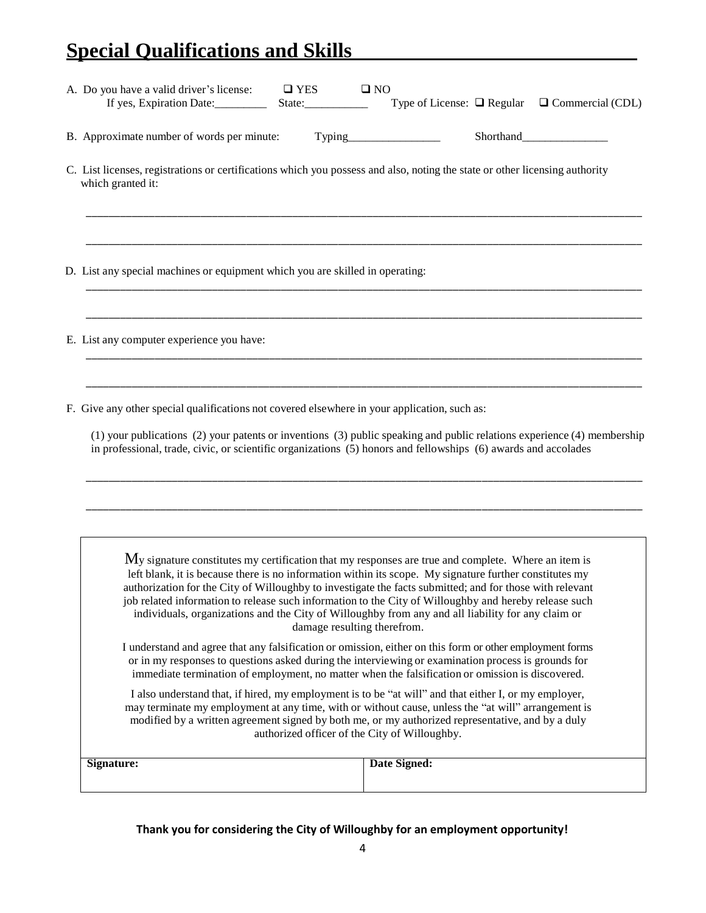## Special Qualifications and Skills

A. Do you have a valid driver's license: ❑ YES ❑ NO
If yes, Expiration Date:_________ State:___________ Type of License: ❑ Regular ❑ Commercial (CDL)

B. Approximate number of words per minute: Typing________________ Shorthand_______________

C. List licenses, registrations or certifications which you possess and also, noting the state or other licensing authority which granted it:

______________________________________________________________________________________________

______________________________________________________________________________________________

D. List any special machines or equipment which you are skilled in operating:

______________________________________________________________________________________________

______________________________________________________________________________________________

E. List any computer experience you have:

______________________________________________________________________________________________

______________________________________________________________________________________________

F. Give any other special qualifications not covered elsewhere in your application, such as:

(1) your publications (2) your patents or inventions (3) public speaking and public relations experience (4) membership in professional, trade, civic, or scientific organizations (5) honors and fellowships (6) awards and accolades

______________________________________________________________________________________________

______________________________________________________________________________________________

My signature constitutes my certification that my responses are true and complete. Where an item is left blank, it is because there is no information within its scope. My signature further constitutes my authorization for the City of Willoughby to investigate the facts submitted; and for those with relevant job related information to release such information to the City of Willoughby and hereby release such individuals, organizations and the City of Willoughby from any and all liability for any claim or damage resulting therefrom.

I understand and agree that any falsification or omission, either on this form or other employment forms or in my responses to questions asked during the interviewing or examination process is grounds for immediate termination of employment, no matter when the falsification or omission is discovered.

I also understand that, if hired, my employment is to be "at will" and that either I, or my employer, may terminate my employment at any time, with or without cause, unless the "at will" arrangement is modified by a written agreement signed by both me, or my authorized representative, and by a duly authorized officer of the City of Willoughby.

| **Signature:** | **Date Signed:** |
|---|---|

**Thank you for considering the City of Willoughby for an employment opportunity!**